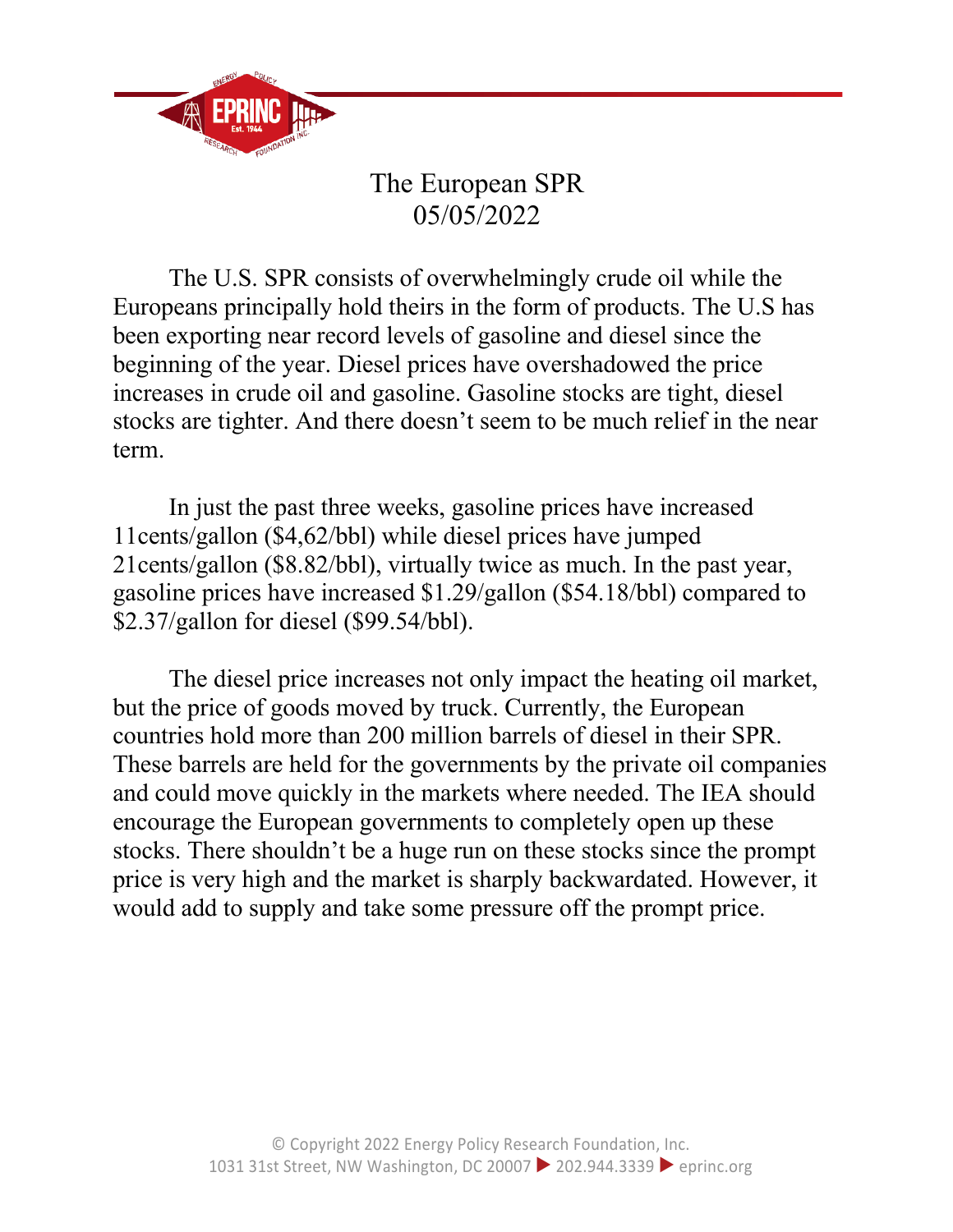# The European SPR

05/05/2022

The U.S. SPR consists of overwhelmingly crude oil while the Europeans principally hold theirs in the form of products. The U.S has been exporting near record levels of gasoline and diesel since the beginning of the year. Diesel prices have overshadowed the price increases in crude oil and gasoline. Gasoline stocks are tight, diesel stocks are tighter. And there doesn't seem to be much relief in the near term.

In just the past three weeks, gasoline prices have increased 11cents/gallon ($4,62/bbl) while diesel prices have jumped 21cents/gallon ($8.82/bbl), virtually twice as much. In the past year, gasoline prices have increased $1.29/gallon ($54.18/bbl) compared to $2.37/gallon for diesel ($99.54/bbl).

The diesel price increases not only impact the heating oil market, but the price of goods moved by truck. Currently, the European countries hold more than 200 million barrels of diesel in their SPR. These barrels are held for the governments by the private oil companies and could move quickly in the markets where needed. The IEA should encourage the European governments to completely open up these stocks. There shouldn't be a huge run on these stocks since the prompt price is very high and the market is sharply backwardated. However, it would add to supply and take some pressure off the prompt price.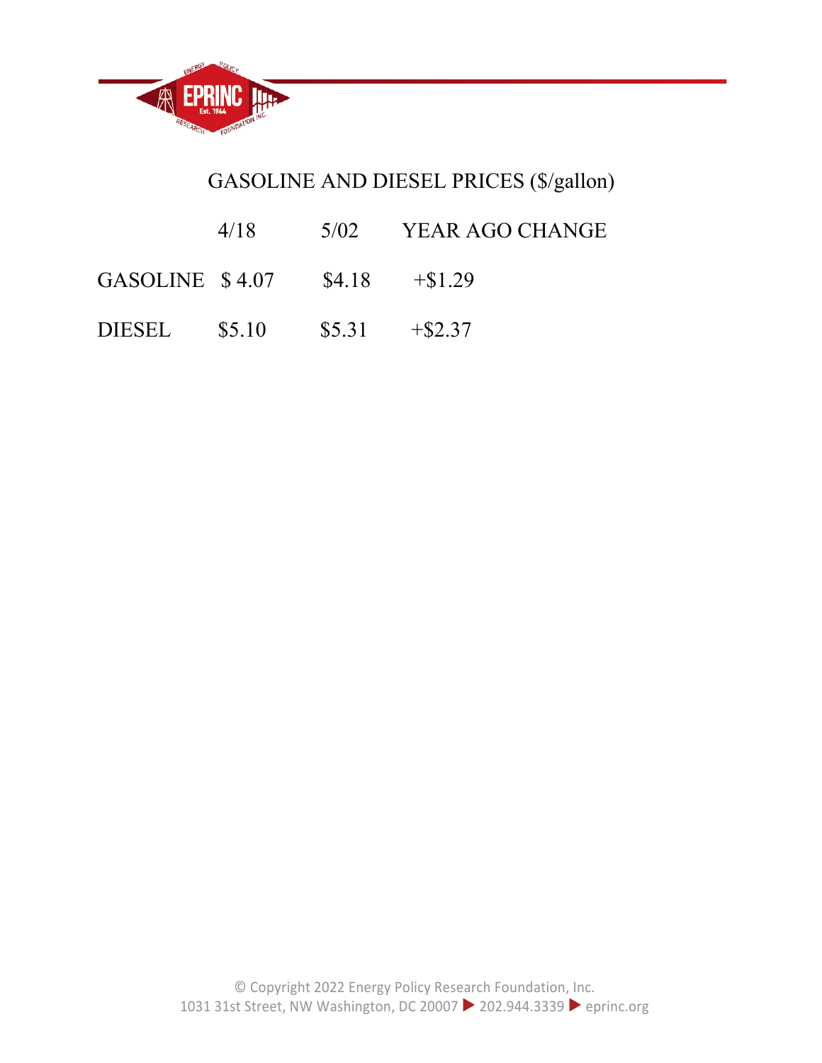GASOLINE AND DIESEL PRICES ($/gallon)

| | 4/18 | 5/02 | YEAR AGO CHANGE |
|---|---|---|---|
| GASOLINE | $ 4.07 | $4.18 | +$1.29 |
| DIESEL | $5.10 | $5.31 | +$2.37 |

© Copyright 2022 Energy Policy Research Foundation, Inc.
1031 31st Street, NW Washington, DC 20007 ▶ 202.944.3339 ▶ eprinc.org